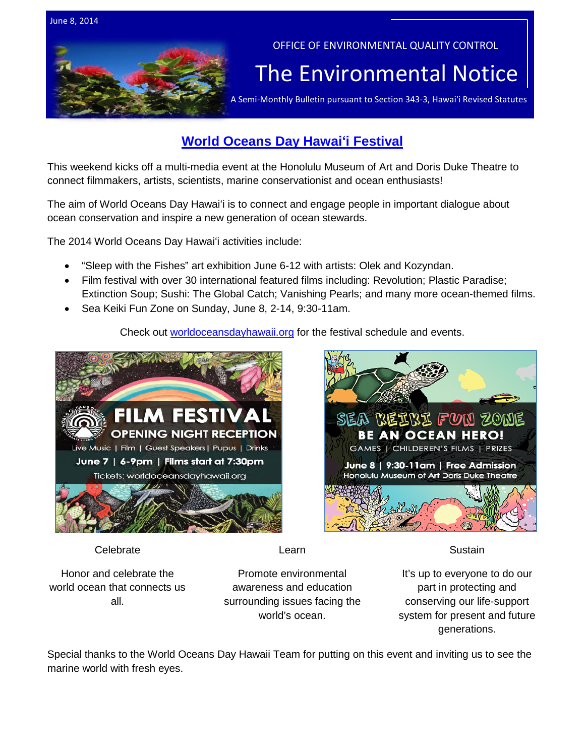June 8, 2014

OFFICE OF ENVIRONMENTAL QUALITY CONTROL

# The Environmental Notice

A Semi-Monthly Bulletin pursuant to Section 343-3, Hawai'i Revised Statutes

## World Oceans Day Hawaiʻi Festival

This weekend kicks off a multi-media event at the Honolulu Museum of Art and Doris Duke Theatre to connect filmmakers, artists, scientists, marine conservationist and ocean enthusiasts!

The aim of World Oceans Day Hawaiʻi is to connect and engage people in important dialogue about ocean conservation and inspire a new generation of ocean stewards.

The 2014 World Oceans Day Hawaiʻi activities include:

- "Sleep with the Fishes" art exhibition June 6-12 with artists: Olek and Kozyndan.
- Film festival with over 30 international featured films including: Revolution; Plastic Paradise; Extinction Soup; Sushi: The Global Catch; Vanishing Pearls; and many more ocean-themed films.
- Sea Keiki Fun Zone on Sunday, June 8, 2-14, 9:30-11am.

Check out worldoceansdayhawaii.org for the festival schedule and events.

**FILM FESTIVAL**
**OPENING NIGHT RECEPTION**
Live Music | Film | Guest Speakers | Pupus | Drinks
June 7 | 6-9pm | Films start at 7:30pm
Tickets: worldoceansdayhawaii.org

**SEA KEIKI FUN ZONE**
**BE AN OCEAN HERO!**
GAMES | CHILDEREN'S FILMS | PRIZES
June 8 | 9:30-11am | Free Admission
Honolulu Museum of Art Doris Duke Theatre

**Celebrate**

Honor and celebrate the world ocean that connects us all.

**Learn**

Promote environmental awareness and education surrounding issues facing the world's ocean.

**Sustain**

It's up to everyone to do our part in protecting and conserving our life-support system for present and future generations.

Special thanks to the World Oceans Day Hawaii Team for putting on this event and inviting us to see the marine world with fresh eyes.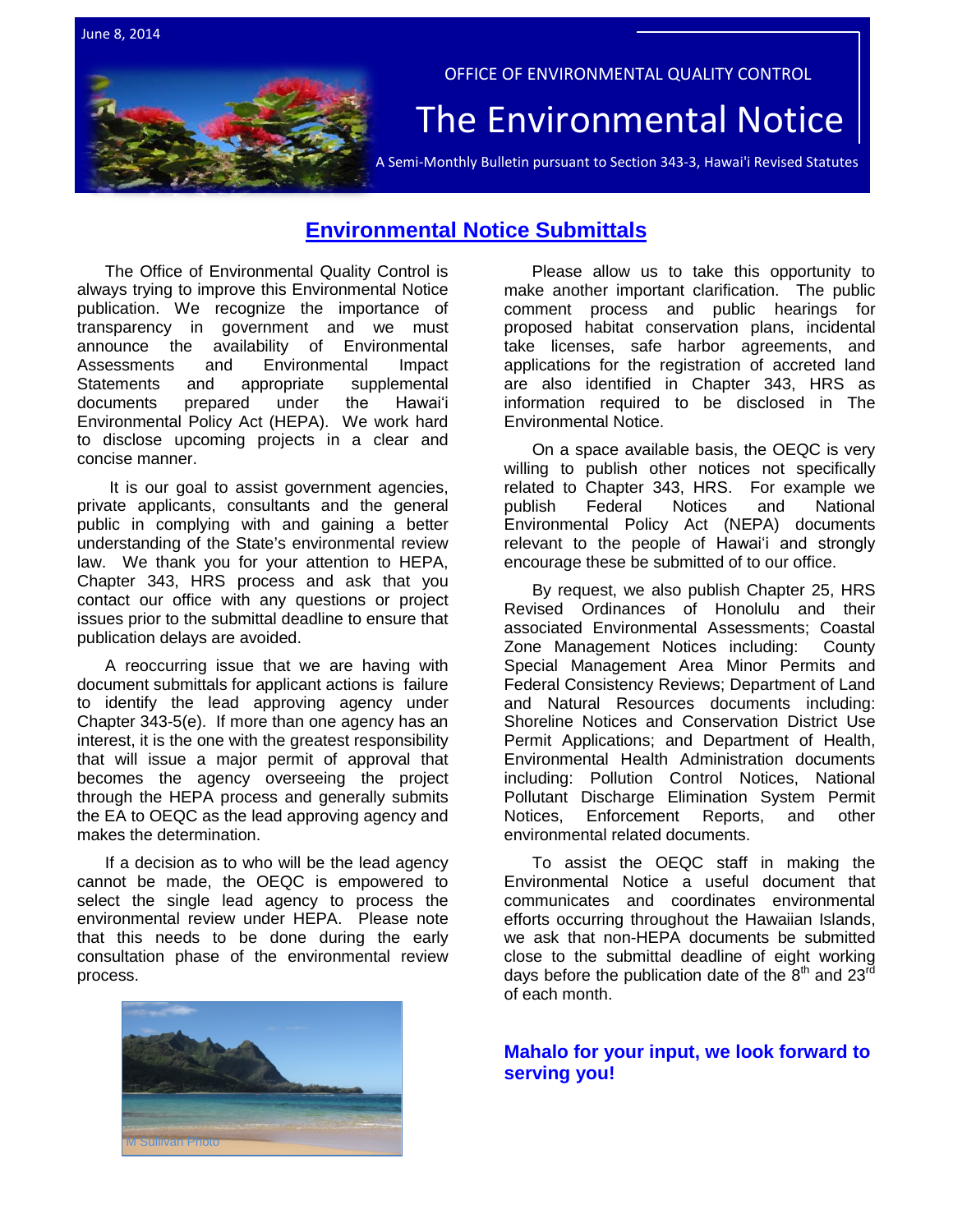June 8, 2014

OFFICE OF ENVIRONMENTAL QUALITY CONTROL

# The Environmental Notice

A Semi-Monthly Bulletin pursuant to Section 343-3, Hawai'i Revised Statutes

## Environmental Notice Submittals

The Office of Environmental Quality Control is always trying to improve this Environmental Notice publication. We recognize the importance of transparency in government and we must announce the availability of Environmental Assessments and Environmental Impact Statements and appropriate supplemental documents prepared under the Hawai'i Environmental Policy Act (HEPA). We work hard to disclose upcoming projects in a clear and concise manner.

It is our goal to assist government agencies, private applicants, consultants and the general public in complying with and gaining a better understanding of the State's environmental review law. We thank you for your attention to HEPA, Chapter 343, HRS process and ask that you contact our office with any questions or project issues prior to the submittal deadline to ensure that publication delays are avoided.

A reoccurring issue that we are having with document submittals for applicant actions is failure to identify the lead approving agency under Chapter 343-5(e). If more than one agency has an interest, it is the one with the greatest responsibility that will issue a major permit of approval that becomes the agency overseeing the project through the HEPA process and generally submits the EA to OEQC as the lead approving agency and makes the determination.

If a decision as to who will be the lead agency cannot be made, the OEQC is empowered to select the single lead agency to process the environmental review under HEPA. Please note that this needs to be done during the early consultation phase of the environmental review process.

M Sullivan Photo

Please allow us to take this opportunity to make another important clarification. The public comment process and public hearings for proposed habitat conservation plans, incidental take licenses, safe harbor agreements, and applications for the registration of accreted land are also identified in Chapter 343, HRS as information required to be disclosed in The Environmental Notice.

On a space available basis, the OEQC is very willing to publish other notices not specifically related to Chapter 343, HRS. For example we publish Federal Notices and National Environmental Policy Act (NEPA) documents relevant to the people of Hawai'i and strongly encourage these be submitted of to our office.

By request, we also publish Chapter 25, HRS Revised Ordinances of Honolulu and their associated Environmental Assessments; Coastal Zone Management Notices including: County Special Management Area Minor Permits and Federal Consistency Reviews; Department of Land and Natural Resources documents including: Shoreline Notices and Conservation District Use Permit Applications; and Department of Health, Environmental Health Administration documents including: Pollution Control Notices, National Pollutant Discharge Elimination System Permit Notices, Enforcement Reports, and other environmental related documents.

To assist the OEQC staff in making the Environmental Notice a useful document that communicates and coordinates environmental efforts occurring throughout the Hawaiian Islands, we ask that non-HEPA documents be submitted close to the submittal deadline of eight working days before the publication date of the 8th and 23rd of each month.

**Mahalo for your input, we look forward to serving you!**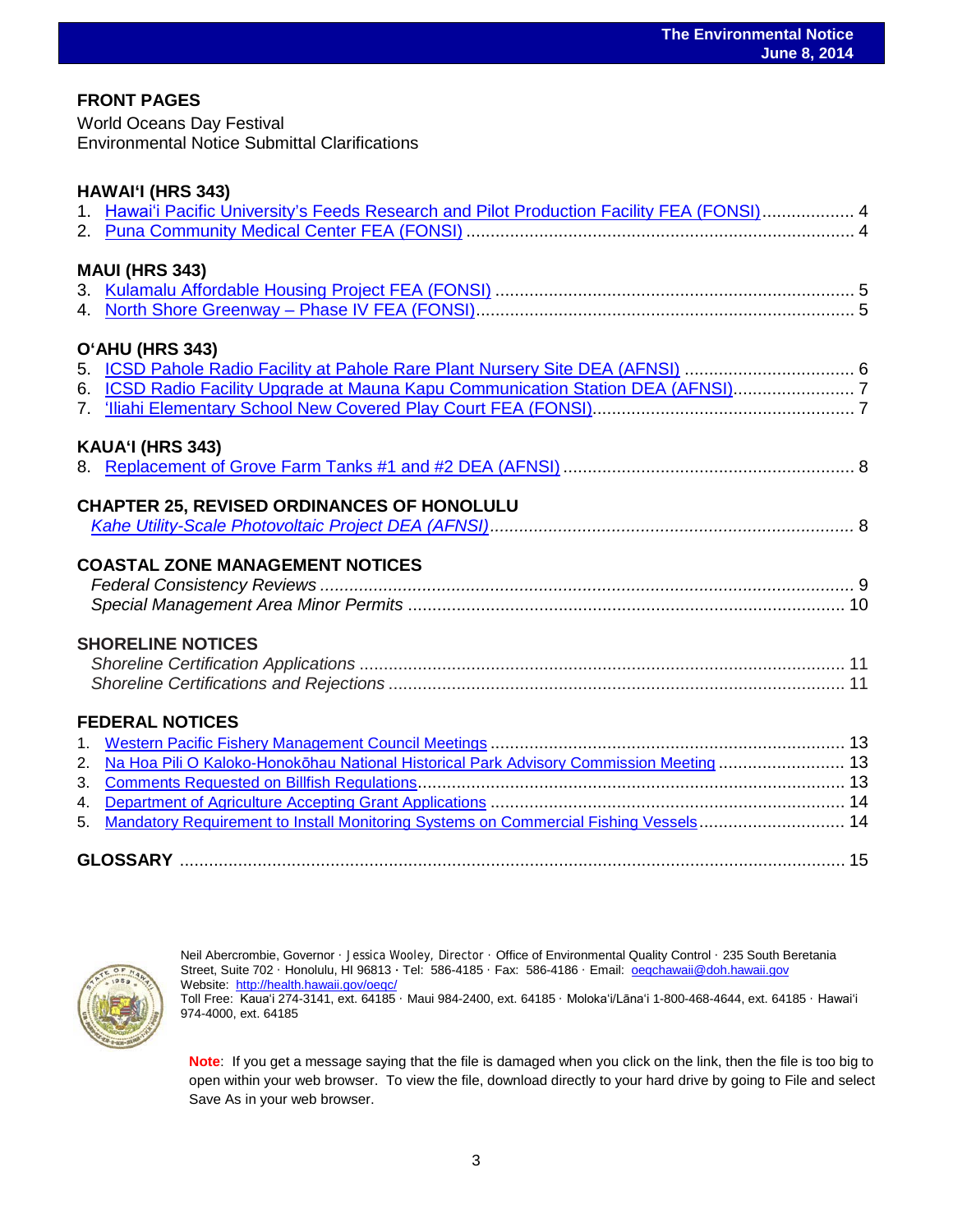## FRONT PAGES

World Oceans Day Festival
Environmental Notice Submittal Clarifications

## HAWAIʻI (HRS 343)

1. Hawaiʻi Pacific University's Feeds Research and Pilot Production Facility FEA (FONSI) .................. 4
2. Puna Community Medical Center FEA (FONSI) ................................................................................ 4

## MAUI (HRS 343)

3. Kulamalu Affordable Housing Project FEA (FONSI) ......................................................................... 5
4. North Shore Greenway – Phase IV FEA (FONSI) ............................................................................. 5

## OʻAHU (HRS 343)

5. ICSD Pahole Radio Facility at Pahole Rare Plant Nursery Site DEA (AFNSI) .................................. 6
6. ICSD Radio Facility Upgrade at Mauna Kapu Communication Station DEA (AFNSI) ......................... 7
7. ʻIliahi Elementary School New Covered Play Court FEA (FONSI) ...................................................... 7

## KAUAʻI (HRS 343)

8. Replacement of Grove Farm Tanks #1 and #2 DEA (AFNSI) ............................................................ 8

## CHAPTER 25, REVISED ORDINANCES OF HONOLULU

*Kahe Utility-Scale Photovoltaic Project DEA (AFNSI)* ........................................................................... 8

## COASTAL ZONE MANAGEMENT NOTICES

*Federal Consistency Reviews* ............................................................................................................ 9
*Special Management Area Minor Permits* ......................................................................................... 10

## SHORELINE NOTICES

*Shoreline Certification Applications* .................................................................................................. 11
*Shoreline Certifications and Rejections* ............................................................................................ 11

## FEDERAL NOTICES

1. Western Pacific Fishery Management Council Meetings .................................................................. 13
2. Na Hoa Pili O Kaloko-Honokōhau National Historical Park Advisory Commission Meeting ............ 13
3. Comments Requested on Billfish Regulations .................................................................................. 13
4. Department of Agriculture Accepting Grant Applications .................................................................. 14
5. Mandatory Requirement to Install Monitoring Systems on Commercial Fishing Vessels .................. 14

## GLOSSARY ........................................................................................................................................ 15

Neil Abercrombie, Governor · Jessica Wooley, Director · Office of Environmental Quality Control · 235 South Beretania Street, Suite 702 · Honolulu, HI 96813 · Tel: 586-4185 · Fax: 586-4186 · Email: oeqchawaii@doh.hawaii.gov
Website: http://health.hawaii.gov/oeqc/
Toll Free: Kauaʻi 274-3141, ext. 64185 · Maui 984-2400, ext. 64185 · Molokaʻi/Lānaʻi 1-800-468-4644, ext. 64185 · Hawaiʻi 974-4000, ext. 64185

**Note**: If you get a message saying that the file is damaged when you click on the link, then the file is too big to open within your web browser. To view the file, download directly to your hard drive by going to File and select Save As in your web browser.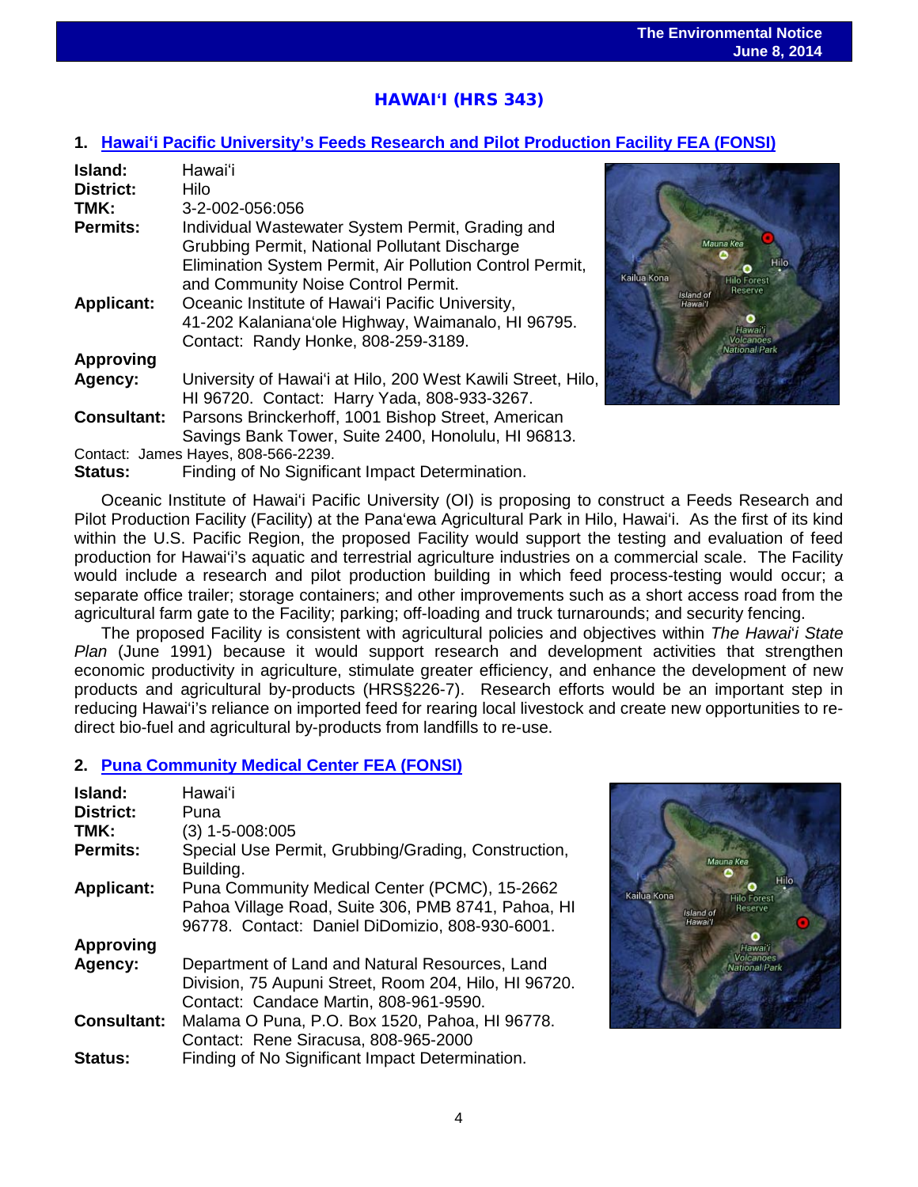## HAWAIʻI (HRS 343)

### 1. Hawaiʻi Pacific University's Feeds Research and Pilot Production Facility FEA (FONSI)

**Island:** Hawaiʻi
**District:** Hilo
**TMK:** 3-2-002-056:056
**Permits:** Individual Wastewater System Permit, Grading and Grubbing Permit, National Pollutant Discharge Elimination System Permit, Air Pollution Control Permit, and Community Noise Control Permit.
**Applicant:** Oceanic Institute of Hawaiʻi Pacific University, 41-202 Kalanianaʻole Highway, Waimanalo, HI 96795. Contact: Randy Honke, 808-259-3189.
**Approving Agency:** University of Hawaiʻi at Hilo, 200 West Kawili Street, Hilo, HI 96720. Contact: Harry Yada, 808-933-3267.
**Consultant:** Parsons Brinckerhoff, 1001 Bishop Street, American Savings Bank Tower, Suite 2400, Honolulu, HI 96813. Contact: James Hayes, 808-566-2239.
**Status:** Finding of No Significant Impact Determination.

Oceanic Institute of Hawaiʻi Pacific University (OI) is proposing to construct a Feeds Research and Pilot Production Facility (Facility) at the Panaʻewa Agricultural Park in Hilo, Hawaiʻi. As the first of its kind within the U.S. Pacific Region, the proposed Facility would support the testing and evaluation of feed production for Hawaiʻi's aquatic and terrestrial agriculture industries on a commercial scale. The Facility would include a research and pilot production building in which feed process-testing would occur; a separate office trailer; storage containers; and other improvements such as a short access road from the agricultural farm gate to the Facility; parking; off-loading and truck turnarounds; and security fencing.

The proposed Facility is consistent with agricultural policies and objectives within *The Hawaiʻi State Plan* (June 1991) because it would support research and development activities that strengthen economic productivity in agriculture, stimulate greater efficiency, and enhance the development of new products and agricultural by-products (HRS§226-7). Research efforts would be an important step in reducing Hawaiʻi's reliance on imported feed for rearing local livestock and create new opportunities to re-direct bio-fuel and agricultural by-products from landfills to re-use.

### 2. Puna Community Medical Center FEA (FONSI)

**Island:** Hawaiʻi
**District:** Puna
**TMK:** (3) 1-5-008:005
**Permits:** Special Use Permit, Grubbing/Grading, Construction, Building.
**Applicant:** Puna Community Medical Center (PCMC), 15-2662 Pahoa Village Road, Suite 306, PMB 8741, Pahoa, HI 96778. Contact: Daniel DiDomizio, 808-930-6001.
**Approving Agency:** Department of Land and Natural Resources, Land Division, 75 Aupuni Street, Room 204, Hilo, HI 96720. Contact: Candace Martin, 808-961-9590.
**Consultant:** Malama O Puna, P.O. Box 1520, Pahoa, HI 96778. Contact: Rene Siracusa, 808-965-2000
**Status:** Finding of No Significant Impact Determination.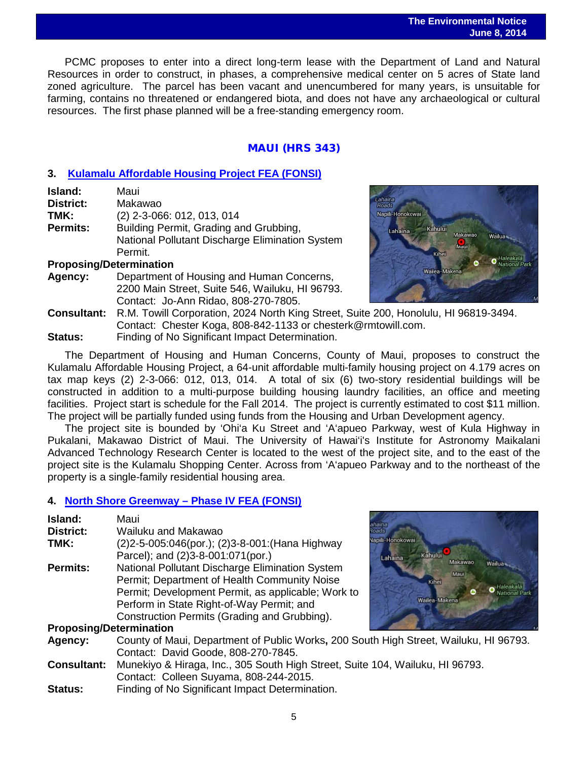PCMC proposes to enter into a direct long-term lease with the Department of Land and Natural Resources in order to construct, in phases, a comprehensive medical center on 5 acres of State land zoned agriculture. The parcel has been vacant and unencumbered for many years, is unsuitable for farming, contains no threatened or endangered biota, and does not have any archaeological or cultural resources. The first phase planned will be a free-standing emergency room.

## MAUI (HRS 343)

### 3. Kulamalu Affordable Housing Project FEA (FONSI)

**Island:** Maui
**District:** Makawao
**TMK:** (2) 2-3-066: 012, 013, 014
**Permits:** Building Permit, Grading and Grubbing, National Pollutant Discharge Elimination System Permit.

**Proposing/Determination**

**Agency:** Department of Housing and Human Concerns, 2200 Main Street, Suite 546, Wailuku, HI 96793. Contact: Jo-Ann Ridao, 808-270-7805.
**Consultant:** R.M. Towill Corporation, 2024 North King Street, Suite 200, Honolulu, HI 96819-3494. Contact: Chester Koga, 808-842-1133 or chesterk@rmtowill.com.
**Status:** Finding of No Significant Impact Determination.

The Department of Housing and Human Concerns, County of Maui, proposes to construct the Kulamalu Affordable Housing Project, a 64-unit affordable multi-family housing project on 4.179 acres on tax map keys (2) 2-3-066: 012, 013, 014. A total of six (6) two-story residential buildings will be constructed in addition to a multi-purpose building housing laundry facilities, an office and meeting facilities. Project start is schedule for the Fall 2014. The project is currently estimated to cost $11 million. The project will be partially funded using funds from the Housing and Urban Development agency.

The project site is bounded by ʻOhiʻa Ku Street and ʻAʻapueo Parkway, west of Kula Highway in Pukalani, Makawao District of Maui. The University of Hawaiʻi's Institute for Astronomy Maikalani Advanced Technology Research Center is located to the west of the project site, and to the east of the project site is the Kulamalu Shopping Center. Across from ʻAʻapueo Parkway and to the northeast of the property is a single-family residential housing area.

### 4. North Shore Greenway – Phase IV FEA (FONSI)

**Island:** Maui
**District:** Wailuku and Makawao
**TMK:** (2)2-5-005:046(por.); (2)3-8-001:(Hana Highway Parcel); and (2)3-8-001:071(por.)
**Permits:** National Pollutant Discharge Elimination System Permit; Department of Health Community Noise Permit; Development Permit, as applicable; Work to Perform in State Right-of-Way Permit; and Construction Permits (Grading and Grubbing).

**Proposing/Determination**

**Agency:** County of Maui, Department of Public Works**,** 200 South High Street, Wailuku, HI 96793. Contact: David Goode, 808-270-7845.
**Consultant:** Munekiyo & Hiraga, Inc., 305 South High Street, Suite 104, Wailuku, HI 96793. Contact: Colleen Suyama, 808-244-2015.
**Status:** Finding of No Significant Impact Determination.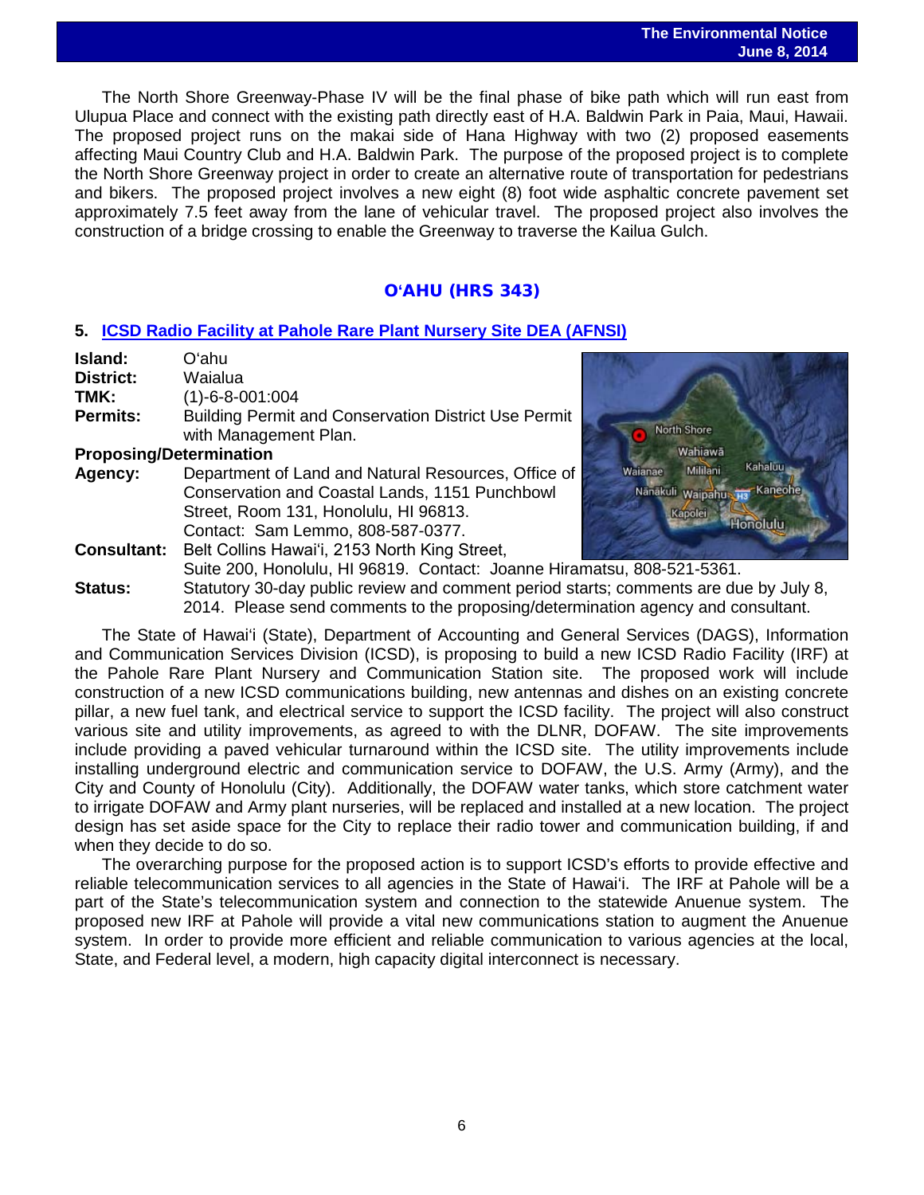The North Shore Greenway-Phase IV will be the final phase of bike path which will run east from Ulupua Place and connect with the existing path directly east of H.A. Baldwin Park in Paia, Maui, Hawaii. The proposed project runs on the makai side of Hana Highway with two (2) proposed easements affecting Maui Country Club and H.A. Baldwin Park. The purpose of the proposed project is to complete the North Shore Greenway project in order to create an alternative route of transportation for pedestrians and bikers. The proposed project involves a new eight (8) foot wide asphaltic concrete pavement set approximately 7.5 feet away from the lane of vehicular travel. The proposed project also involves the construction of a bridge crossing to enable the Greenway to traverse the Kailua Gulch.

## OʻAHU (HRS 343)

### 5. ICSD Radio Facility at Pahole Rare Plant Nursery Site DEA (AFNSI)

**Island:** Oʻahu
**District:** Waialua
**TMK:** (1)-6-8-001:004
**Permits:** Building Permit and Conservation District Use Permit with Management Plan.
**Proposing/Determination Agency:** Department of Land and Natural Resources, Office of Conservation and Coastal Lands, 1151 Punchbowl Street, Room 131, Honolulu, HI 96813. Contact: Sam Lemmo, 808-587-0377.
**Consultant:** Belt Collins Hawaiʻi, 2153 North King Street, Suite 200, Honolulu, HI 96819. Contact: Joanne Hiramatsu, 808-521-5361.
**Status:** Statutory 30-day public review and comment period starts; comments are due by July 8, 2014. Please send comments to the proposing/determination agency and consultant.

The State of Hawaiʻi (State), Department of Accounting and General Services (DAGS), Information and Communication Services Division (ICSD), is proposing to build a new ICSD Radio Facility (IRF) at the Pahole Rare Plant Nursery and Communication Station site. The proposed work will include construction of a new ICSD communications building, new antennas and dishes on an existing concrete pillar, a new fuel tank, and electrical service to support the ICSD facility. The project will also construct various site and utility improvements, as agreed to with the DLNR, DOFAW. The site improvements include providing a paved vehicular turnaround within the ICSD site. The utility improvements include installing underground electric and communication service to DOFAW, the U.S. Army (Army), and the City and County of Honolulu (City). Additionally, the DOFAW water tanks, which store catchment water to irrigate DOFAW and Army plant nurseries, will be replaced and installed at a new location. The project design has set aside space for the City to replace their radio tower and communication building, if and when they decide to do so.

The overarching purpose for the proposed action is to support ICSD's efforts to provide effective and reliable telecommunication services to all agencies in the State of Hawaiʻi. The IRF at Pahole will be a part of the State's telecommunication system and connection to the statewide Anuenue system. The proposed new IRF at Pahole will provide a vital new communications station to augment the Anuenue system. In order to provide more efficient and reliable communication to various agencies at the local, State, and Federal level, a modern, high capacity digital interconnect is necessary.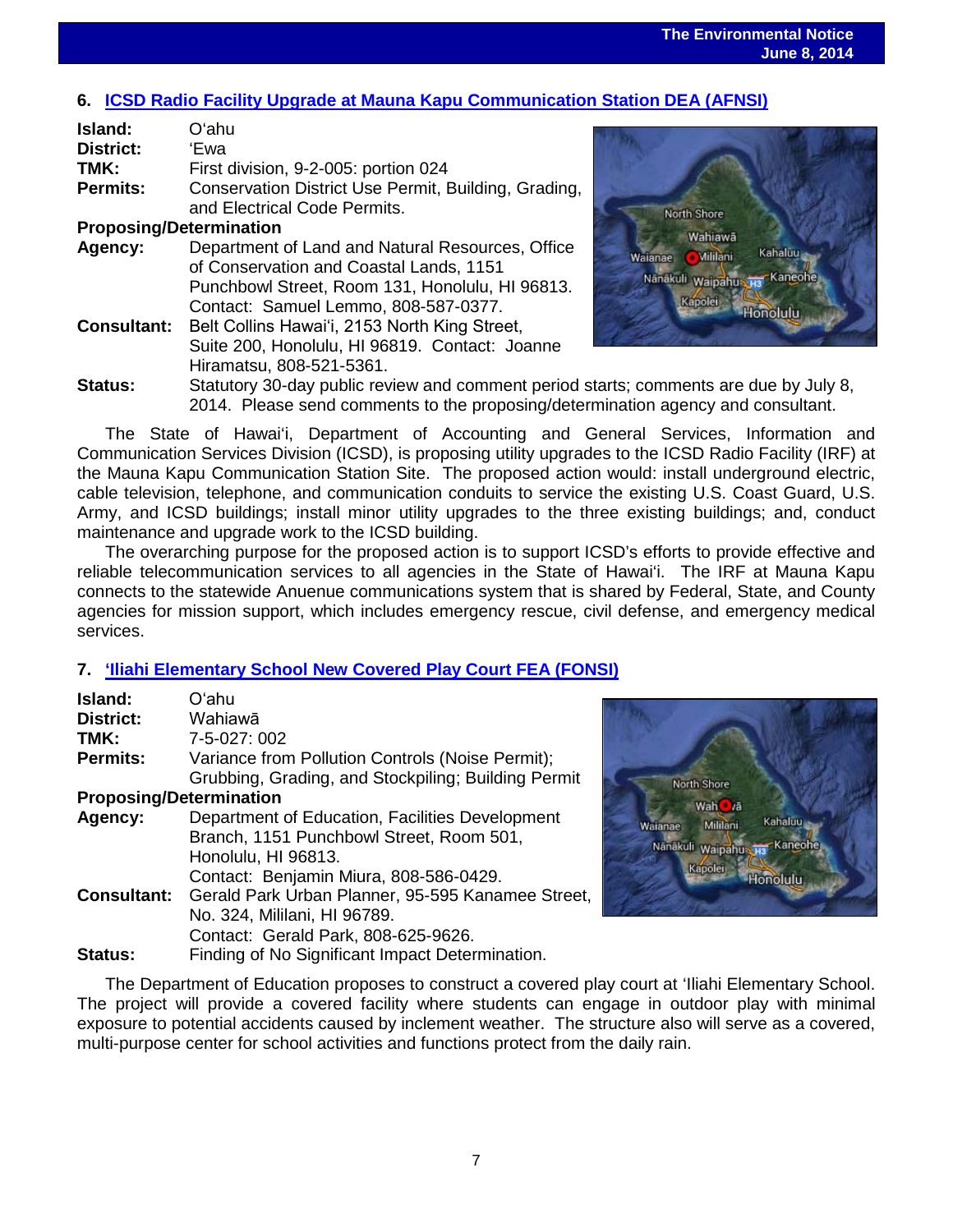## 6. ICSD Radio Facility Upgrade at Mauna Kapu Communication Station DEA (AFNSI)

**Island:** O'ahu
**District:** 'Ewa
**TMK:** First division, 9-2-005: portion 024
**Permits:** Conservation District Use Permit, Building, Grading, and Electrical Code Permits.

**Proposing/Determination**
**Agency:** Department of Land and Natural Resources, Office of Conservation and Coastal Lands, 1151 Punchbowl Street, Room 131, Honolulu, HI 96813. Contact: Samuel Lemmo, 808-587-0377.
**Consultant:** Belt Collins Hawai'i, 2153 North King Street, Suite 200, Honolulu, HI 96819. Contact: Joanne Hiramatsu, 808-521-5361.
**Status:** Statutory 30-day public review and comment period starts; comments are due by July 8, 2014. Please send comments to the proposing/determination agency and consultant.

The State of Hawai'i, Department of Accounting and General Services, Information and Communication Services Division (ICSD), is proposing utility upgrades to the ICSD Radio Facility (IRF) at the Mauna Kapu Communication Station Site. The proposed action would: install underground electric, cable television, telephone, and communication conduits to service the existing U.S. Coast Guard, U.S. Army, and ICSD buildings; install minor utility upgrades to the three existing buildings; and, conduct maintenance and upgrade work to the ICSD building.

The overarching purpose for the proposed action is to support ICSD's efforts to provide effective and reliable telecommunication services to all agencies in the State of Hawai'i. The IRF at Mauna Kapu connects to the statewide Anuenue communications system that is shared by Federal, State, and County agencies for mission support, which includes emergency rescue, civil defense, and emergency medical services.

## 7. 'Iliahi Elementary School New Covered Play Court FEA (FONSI)

**Island:** O'ahu
**District:** Wahiawā
**TMK:** 7-5-027: 002
**Permits:** Variance from Pollution Controls (Noise Permit); Grubbing, Grading, and Stockpiling; Building Permit

**Proposing/Determination**
**Agency:** Department of Education, Facilities Development Branch, 1151 Punchbowl Street, Room 501, Honolulu, HI 96813. Contact: Benjamin Miura, 808-586-0429.
**Consultant:** Gerald Park Urban Planner, 95-595 Kanamee Street, No. 324, Mililani, HI 96789. Contact: Gerald Park, 808-625-9626.
**Status:** Finding of No Significant Impact Determination.

The Department of Education proposes to construct a covered play court at 'Iliahi Elementary School. The project will provide a covered facility where students can engage in outdoor play with minimal exposure to potential accidents caused by inclement weather. The structure also will serve as a covered, multi-purpose center for school activities and functions protect from the daily rain.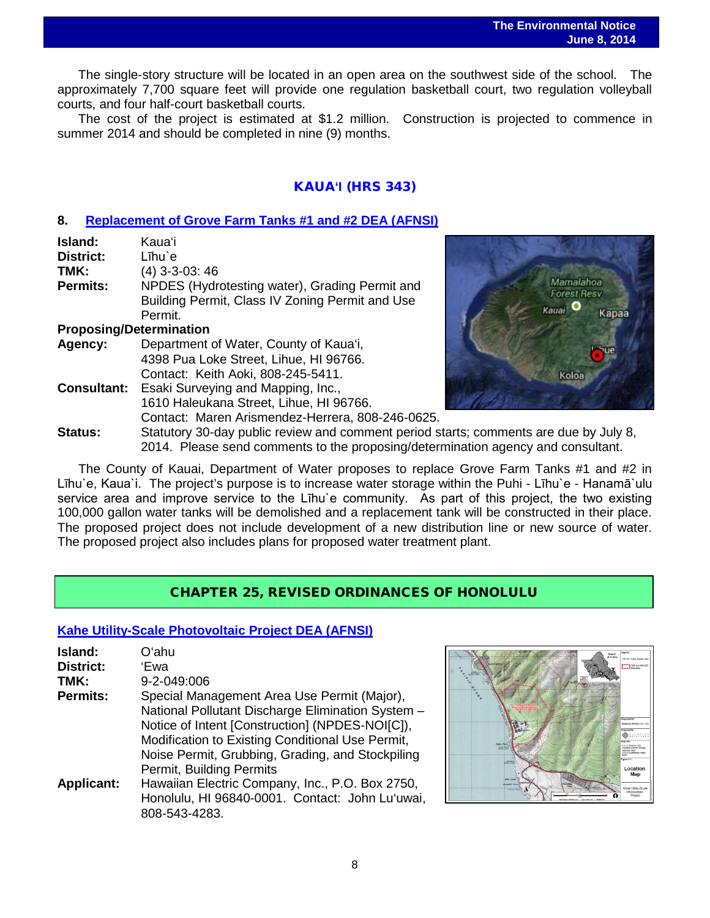The single-story structure will be located in an open area on the southwest side of the school. The approximately 7,700 square feet will provide one regulation basketball court, two regulation volleyball courts, and four half-court basketball courts.

The cost of the project is estimated at $1.2 million. Construction is projected to commence in summer 2014 and should be completed in nine (9) months.

## KAUAʻI (HRS 343)

### 8. Replacement of Grove Farm Tanks #1 and #2 DEA (AFNSI)

**Island:** Kauaʻi
**District:** Līhu`e
**TMK:** (4) 3-3-03: 46
**Permits:** NPDES (Hydrotesting water), Grading Permit and Building Permit, Class IV Zoning Permit and Use Permit.

**Proposing/Determination**
**Agency:** Department of Water, County of Kauaʻi, 4398 Pua Loke Street, Lihue, HI 96766. Contact: Keith Aoki, 808-245-5411.
**Consultant:** Esaki Surveying and Mapping, Inc., 1610 Haleukana Street, Lihue, HI 96766. Contact: Maren Arismendez-Herrera, 808-246-0625.
**Status:** Statutory 30-day public review and comment period starts; comments are due by July 8, 2014. Please send comments to the proposing/determination agency and consultant.

The County of Kauai, Department of Water proposes to replace Grove Farm Tanks #1 and #2 in Līhu`e, Kaua`i. The project's purpose is to increase water storage within the Puhi - Līhu`e - Hanamā`ulu service area and improve service to the Līhu`e community. As part of this project, the two existing 100,000 gallon water tanks will be demolished and a replacement tank will be constructed in their place. The proposed project does not include development of a new distribution line or new source of water. The proposed project also includes plans for proposed water treatment plant.

## CHAPTER 25, REVISED ORDINANCES OF HONOLULU

### Kahe Utility-Scale Photovoltaic Project DEA (AFNSI)

**Island:** Oʻahu
**District:** ʻEwa
**TMK:** 9-2-049:006
**Permits:** Special Management Area Use Permit (Major), National Pollutant Discharge Elimination System – Notice of Intent [Construction] (NPDES-NOI[C]), Modification to Existing Conditional Use Permit, Noise Permit, Grubbing, Grading, and Stockpiling Permit, Building Permits
**Applicant:** Hawaiian Electric Company, Inc., P.O. Box 2750, Honolulu, HI 96840-0001. Contact: John Luʻuwai, 808-543-4283.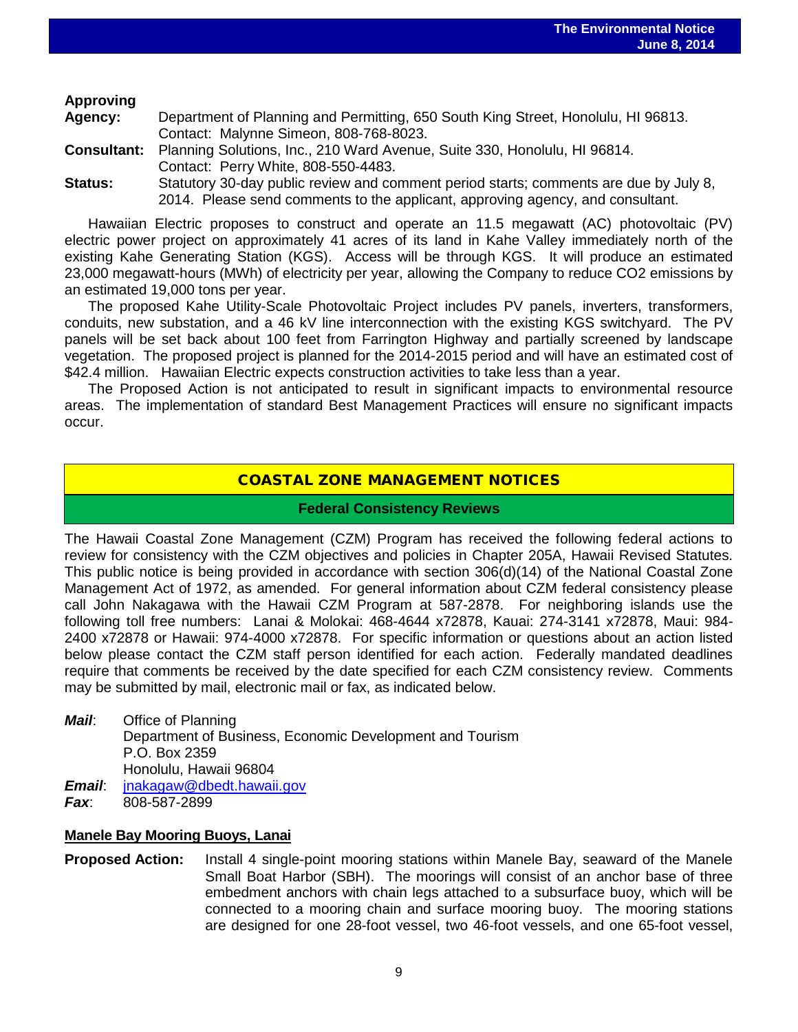**Approving Agency:** Department of Planning and Permitting, 650 South King Street, Honolulu, HI 96813. Contact: Malynne Simeon, 808-768-8023.

**Consultant:** Planning Solutions, Inc., 210 Ward Avenue, Suite 330, Honolulu, HI 96814. Contact: Perry White, 808-550-4483.

**Status:** Statutory 30-day public review and comment period starts; comments are due by July 8, 2014. Please send comments to the applicant, approving agency, and consultant.

Hawaiian Electric proposes to construct and operate an 11.5 megawatt (AC) photovoltaic (PV) electric power project on approximately 41 acres of its land in Kahe Valley immediately north of the existing Kahe Generating Station (KGS). Access will be through KGS. It will produce an estimated 23,000 megawatt-hours (MWh) of electricity per year, allowing the Company to reduce $CO_2$ emissions by an estimated 19,000 tons per year.

The proposed Kahe Utility-Scale Photovoltaic Project includes PV panels, inverters, transformers, conduits, new substation, and a 46 kV line interconnection with the existing KGS switchyard. The PV panels will be set back about 100 feet from Farrington Highway and partially screened by landscape vegetation. The proposed project is planned for the 2014-2015 period and will have an estimated cost of $42.4 million. Hawaiian Electric expects construction activities to take less than a year.

The Proposed Action is not anticipated to result in significant impacts to environmental resource areas. The implementation of standard Best Management Practices will ensure no significant impacts occur.

## COASTAL ZONE MANAGEMENT NOTICES

### Federal Consistency Reviews

The Hawaii Coastal Zone Management (CZM) Program has received the following federal actions to review for consistency with the CZM objectives and policies in Chapter 205A, Hawaii Revised Statutes. This public notice is being provided in accordance with section 306(d)(14) of the National Coastal Zone Management Act of 1972, as amended. For general information about CZM federal consistency please call John Nakagawa with the Hawaii CZM Program at 587-2878. For neighboring islands use the following toll free numbers: Lanai & Molokai: 468-4644 x72878, Kauai: 274-3141 x72878, Maui: 984-2400 x72878 or Hawaii: 974-4000 x72878. For specific information or questions about an action listed below please contact the CZM staff person identified for each action. Federally mandated deadlines require that comments be received by the date specified for each CZM consistency review. Comments may be submitted by mail, electronic mail or fax, as indicated below.

***Mail***: Office of Planning
Department of Business, Economic Development and Tourism
P.O. Box 2359
Honolulu, Hawaii 96804

***Email***: jnakagaw@dbedt.hawaii.gov

***Fax***: 808-587-2899

#### Manele Bay Mooring Buoys, Lanai

**Proposed Action:** Install 4 single-point mooring stations within Manele Bay, seaward of the Manele Small Boat Harbor (SBH). The moorings will consist of an anchor base of three embedment anchors with chain legs attached to a subsurface buoy, which will be connected to a mooring chain and surface mooring buoy. The mooring stations are designed for one 28-foot vessel, two 46-foot vessels, and one 65-foot vessel,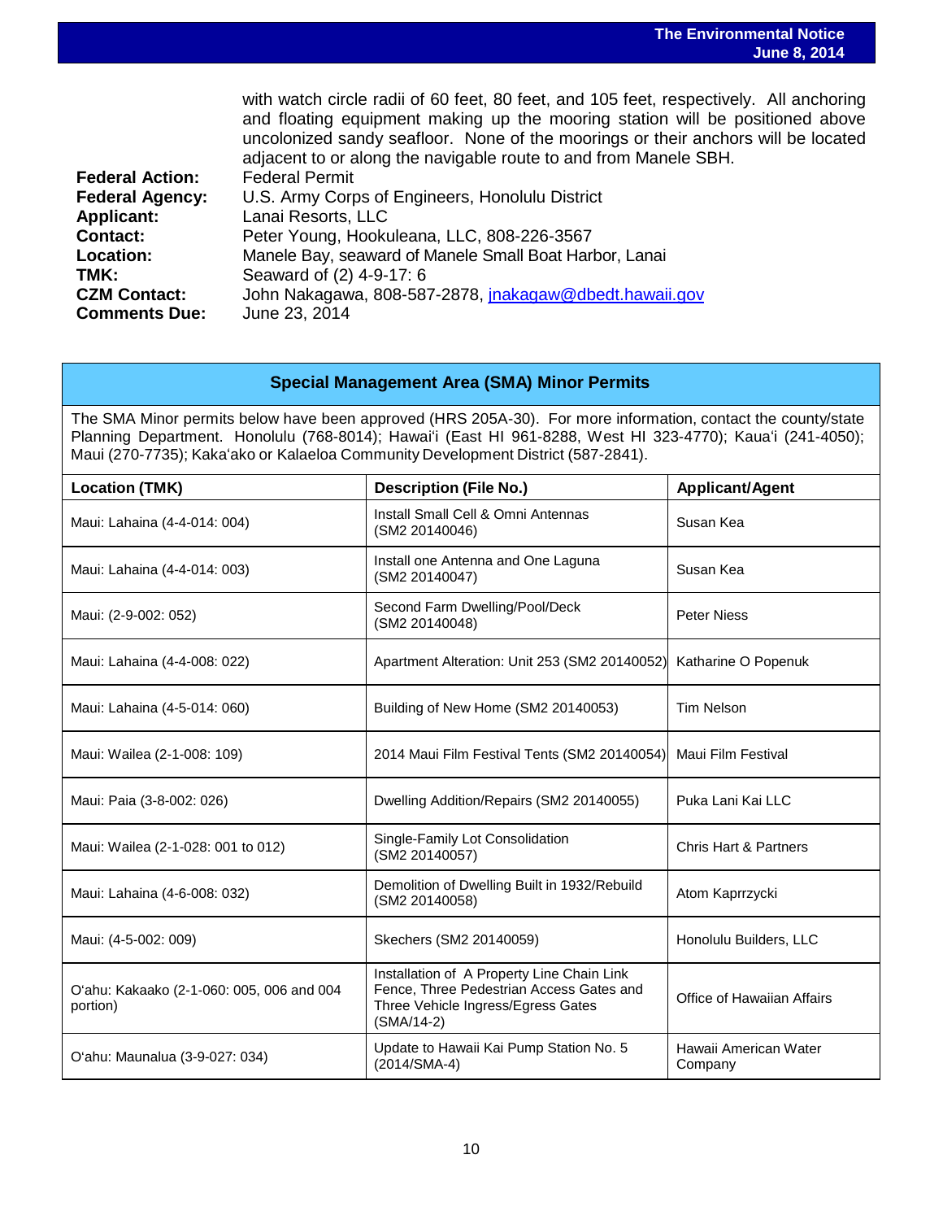with watch circle radii of 60 feet, 80 feet, and 105 feet, respectively. All anchoring and floating equipment making up the mooring station will be positioned above uncolonized sandy seafloor. None of the moorings or their anchors will be located adjacent to or along the navigable route to and from Manele SBH.

**Federal Action:** Federal Permit
**Federal Agency:** U.S. Army Corps of Engineers, Honolulu District
**Applicant:** Lanai Resorts, LLC
**Contact:** Peter Young, Hookuleana, LLC, 808-226-3567
**Location:** Manele Bay, seaward of Manele Small Boat Harbor, Lanai
**TMK:** Seaward of (2) 4-9-17: 6
**CZM Contact:** John Nakagawa, 808-587-2878, jnakagaw@dbedt.hawaii.gov
**Comments Due:** June 23, 2014

## Special Management Area (SMA) Minor Permits

The SMA Minor permits below have been approved (HRS 205A-30). For more information, contact the county/state Planning Department. Honolulu (768-8014); Hawai'i (East HI 961-8288, West HI 323-4770); Kaua'i (241-4050); Maui (270-7735); Kaka'ako or Kalaeloa Community Development District (587-2841).

| Location (TMK) | Description (File No.) | Applicant/Agent |
|---|---|---|
| Maui: Lahaina (4-4-014: 004) | Install Small Cell & Omni Antennas (SM2 20140046) | Susan Kea |
| Maui: Lahaina (4-4-014: 003) | Install one Antenna and One Laguna (SM2 20140047) | Susan Kea |
| Maui: (2-9-002: 052) | Second Farm Dwelling/Pool/Deck (SM2 20140048) | Peter Niess |
| Maui: Lahaina (4-4-008: 022) | Apartment Alteration: Unit 253 (SM2 20140052) | Katharine O Popenuk |
| Maui: Lahaina (4-5-014: 060) | Building of New Home (SM2 20140053) | Tim Nelson |
| Maui: Wailea (2-1-008: 109) | 2014 Maui Film Festival Tents (SM2 20140054) | Maui Film Festival |
| Maui: Paia (3-8-002: 026) | Dwelling Addition/Repairs (SM2 20140055) | Puka Lani Kai LLC |
| Maui: Wailea (2-1-028: 001 to 012) | Single-Family Lot Consolidation (SM2 20140057) | Chris Hart & Partners |
| Maui: Lahaina (4-6-008: 032) | Demolition of Dwelling Built in 1932/Rebuild (SM2 20140058) | Atom Kaprrzycki |
| Maui: (4-5-002: 009) | Skechers (SM2 20140059) | Honolulu Builders, LLC |
| O'ahu: Kakaako (2-1-060: 005, 006 and 004 portion) | Installation of A Property Line Chain Link Fence, Three Pedestrian Access Gates and Three Vehicle Ingress/Egress Gates (SMA/14-2) | Office of Hawaiian Affairs |
| O'ahu: Maunalua (3-9-027: 034) | Update to Hawaii Kai Pump Station No. 5 (2014/SMA-4) | Hawaii American Water Company |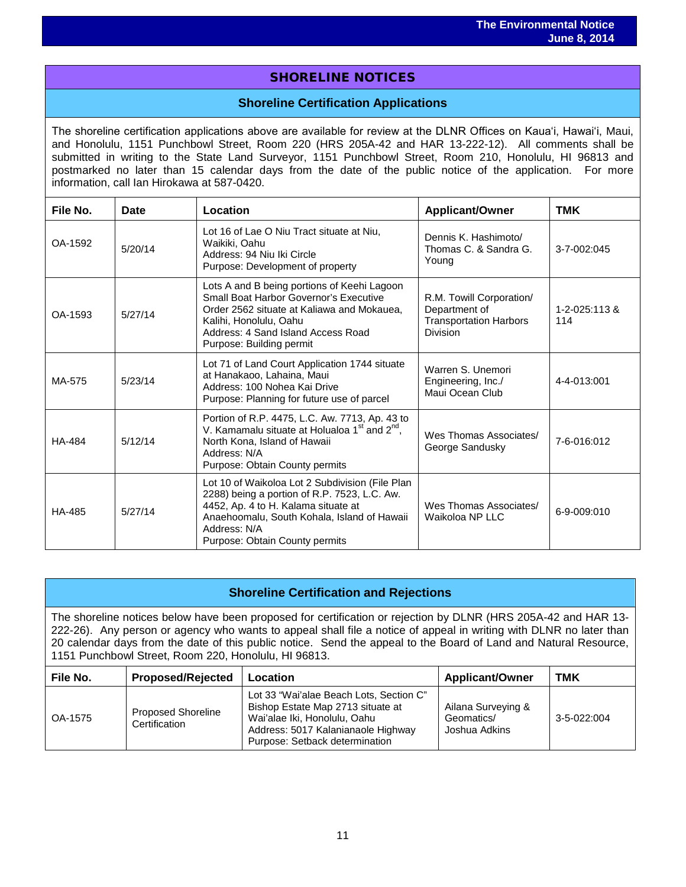## SHORELINE NOTICES

### Shoreline Certification Applications

The shoreline certification applications above are available for review at the DLNR Offices on Kaua'i, Hawai'i, Maui, and Honolulu, 1151 Punchbowl Street, Room 220 (HRS 205A-42 and HAR 13-222-12). All comments shall be submitted in writing to the State Land Surveyor, 1151 Punchbowl Street, Room 210, Honolulu, HI 96813 and postmarked no later than 15 calendar days from the date of the public notice of the application. For more information, call Ian Hirokawa at 587-0420.

| File No. | Date | Location | Applicant/Owner | TMK |
|---|---|---|---|---|
| OA-1592 | 5/20/14 | Lot 16 of Lae O Niu Tract situate at Niu, Waikiki, Oahu<br>Address: 94 Niu Iki Circle<br>Purpose: Development of property | Dennis K. Hashimoto/ Thomas C. & Sandra G. Young | 3-7-002:045 |
| OA-1593 | 5/27/14 | Lots A and B being portions of Keehi Lagoon Small Boat Harbor Governor's Executive Order 2562 situate at Kaliawa and Mokauea, Kalihi, Honolulu, Oahu<br>Address: 4 Sand Island Access Road<br>Purpose: Building permit | R.M. Towill Corporation/ Department of Transportation Harbors Division | 1-2-025:113 & 114 |
| MA-575 | 5/23/14 | Lot 71 of Land Court Application 1744 situate at Hanakaoo, Lahaina, Maui<br>Address: 100 Nohea Kai Drive<br>Purpose: Planning for future use of parcel | Warren S. Unemori Engineering, Inc./ Maui Ocean Club | 4-4-013:001 |
| HA-484 | 5/12/14 | Portion of R.P. 4475, L.C. Aw. 7713, Ap. 43 to V. Kamamalu situate at Holualoa 1st and 2nd, North Kona, Island of Hawaii<br>Address: N/A<br>Purpose: Obtain County permits | Wes Thomas Associates/ George Sandusky | 7-6-016:012 |
| HA-485 | 5/27/14 | Lot 10 of Waikoloa Lot 2 Subdivision (File Plan 2288) being a portion of R.P. 7523, L.C. Aw. 4452, Ap. 4 to H. Kalama situate at Anaehoomalu, South Kohala, Island of Hawaii<br>Address: N/A<br>Purpose: Obtain County permits | Wes Thomas Associates/ Waikoloa NP LLC | 6-9-009:010 |

### Shoreline Certification and Rejections

The shoreline notices below have been proposed for certification or rejection by DLNR (HRS 205A-42 and HAR 13-222-26). Any person or agency who wants to appeal shall file a notice of appeal in writing with DLNR no later than 20 calendar days from the date of this public notice. Send the appeal to the Board of Land and Natural Resource, 1151 Punchbowl Street, Room 220, Honolulu, HI 96813.

| File No. | Proposed/Rejected | Location | Applicant/Owner | TMK |
|---|---|---|---|---|
| OA-1575 | Proposed Shoreline Certification | Lot 33 "Wai'alae Beach Lots, Section C" Bishop Estate Map 2713 situate at Wai'alae Iki, Honolulu, Oahu<br>Address: 5017 Kalanianaole Highway<br>Purpose: Setback determination | Ailana Surveying & Geomatics/ Joshua Adkins | 3-5-022:004 |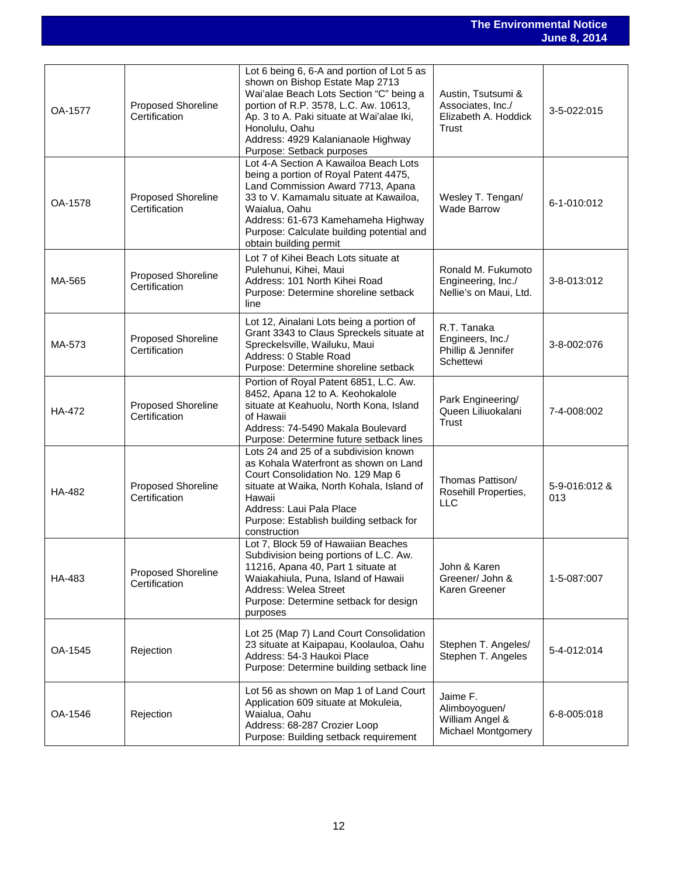| | | | | |
|---|---|---|---|---|
| OA-1577 | Proposed Shoreline Certification | Lot 6 being 6, 6-A and portion of Lot 5 as shown on Bishop Estate Map 2713 Wai'alae Beach Lots Section "C" being a portion of R.P. 3578, L.C. Aw. 10613, Ap. 3 to A. Paki situate at Wai'alae Iki, Honolulu, Oahu<br>Address: 4929 Kalanianaole Highway<br>Purpose: Setback purposes | Austin, Tsutsumi & Associates, Inc./ Elizabeth A. Hoddick Trust | 3-5-022:015 |
| OA-1578 | Proposed Shoreline Certification | Lot 4-A Section A Kawailoa Beach Lots being a portion of Royal Patent 4475, Land Commission Award 7713, Apana 33 to V. Kamamalu situate at Kawailoa, Waialua, Oahu<br>Address: 61-673 Kamehameha Highway<br>Purpose: Calculate building potential and obtain building permit | Wesley T. Tengan/ Wade Barrow | 6-1-010:012 |
| MA-565 | Proposed Shoreline Certification | Lot 7 of Kihei Beach Lots situate at Pulehunui, Kihei, Maui<br>Address: 101 North Kihei Road<br>Purpose: Determine shoreline setback line | Ronald M. Fukumoto Engineering, Inc./ Nellie's on Maui, Ltd. | 3-8-013:012 |
| MA-573 | Proposed Shoreline Certification | Lot 12, Ainalani Lots being a portion of Grant 3343 to Claus Spreckels situate at Spreckelsville, Wailuku, Maui<br>Address: 0 Stable Road<br>Purpose: Determine shoreline setback | R.T. Tanaka Engineers, Inc./ Phillip & Jennifer Schettewi | 3-8-002:076 |
| HA-472 | Proposed Shoreline Certification | Portion of Royal Patent 6851, L.C. Aw. 8452, Apana 12 to A. Keohokalole situate at Keahuolu, North Kona, Island of Hawaii<br>Address: 74-5490 Makala Boulevard<br>Purpose: Determine future setback lines | Park Engineering/ Queen Liliuokalani Trust | 7-4-008:002 |
| HA-482 | Proposed Shoreline Certification | Lots 24 and 25 of a subdivision known as Kohala Waterfront as shown on Land Court Consolidation No. 129 Map 6 situate at Waika, North Kohala, Island of Hawaii<br>Address: Laui Pala Place<br>Purpose: Establish building setback for construction | Thomas Pattison/ Rosehill Properties, LLC | 5-9-016:012 & 013 |
| HA-483 | Proposed Shoreline Certification | Lot 7, Block 59 of Hawaiian Beaches Subdivision being portions of L.C. Aw. 11216, Apana 40, Part 1 situate at Waiakahiula, Puna, Island of Hawaii<br>Address: Welea Street<br>Purpose: Determine setback for design purposes | John & Karen Greener/ John & Karen Greener | 1-5-087:007 |
| OA-1545 | Rejection | Lot 25 (Map 7) Land Court Consolidation 23 situate at Kaipapau, Koolauloa, Oahu<br>Address: 54-3 Haukoi Place<br>Purpose: Determine building setback line | Stephen T. Angeles/ Stephen T. Angeles | 5-4-012:014 |
| OA-1546 | Rejection | Lot 56 as shown on Map 1 of Land Court Application 609 situate at Mokuleia, Waialua, Oahu<br>Address: 68-287 Crozier Loop<br>Purpose: Building setback requirement | Jaime F. Alimboyoguen/ William Angel & Michael Montgomery | 6-8-005:018 |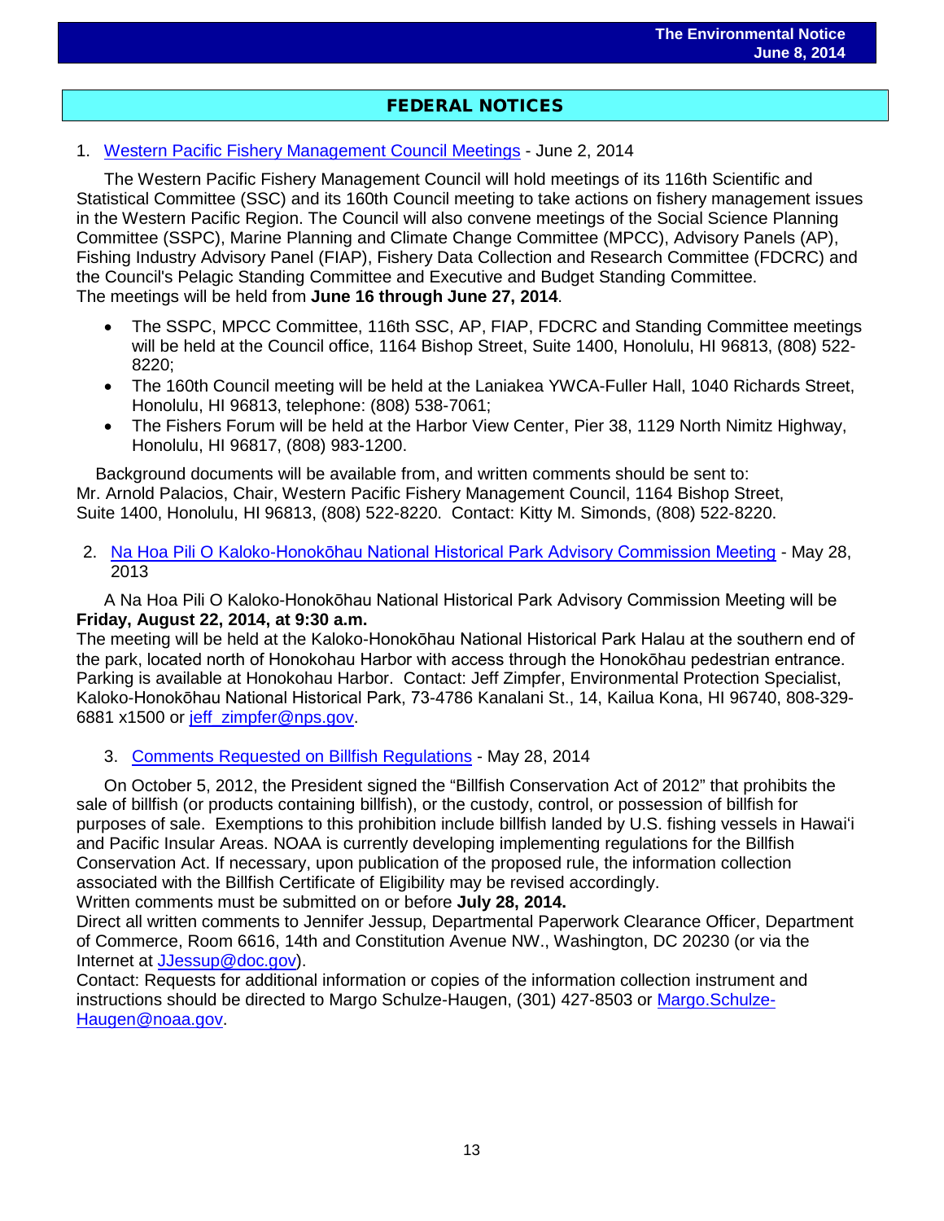## FEDERAL NOTICES

1. [Western Pacific Fishery Management Council Meetings]() - June 2, 2014

The Western Pacific Fishery Management Council will hold meetings of its 116th Scientific and Statistical Committee (SSC) and its 160th Council meeting to take actions on fishery management issues in the Western Pacific Region. The Council will also convene meetings of the Social Science Planning Committee (SSPC), Marine Planning and Climate Change Committee (MPCC), Advisory Panels (AP), Fishing Industry Advisory Panel (FIAP), Fishery Data Collection and Research Committee (FDCRC) and the Council's Pelagic Standing Committee and Executive and Budget Standing Committee. The meetings will be held from **June 16 through June 27, 2014**.

- The SSPC, MPCC Committee, 116th SSC, AP, FIAP, FDCRC and Standing Committee meetings will be held at the Council office, 1164 Bishop Street, Suite 1400, Honolulu, HI 96813, (808) 522-8220;
- The 160th Council meeting will be held at the Laniakea YWCA-Fuller Hall, 1040 Richards Street, Honolulu, HI 96813, telephone: (808) 538-7061;
- The Fishers Forum will be held at the Harbor View Center, Pier 38, 1129 North Nimitz Highway, Honolulu, HI 96817, (808) 983-1200.

Background documents will be available from, and written comments should be sent to: Mr. Arnold Palacios, Chair, Western Pacific Fishery Management Council, 1164 Bishop Street, Suite 1400, Honolulu, HI 96813, (808) 522-8220. Contact: Kitty M. Simonds, (808) 522-8220.

2. [Na Hoa Pili O Kaloko-Honokōhau National Historical Park Advisory Commission Meeting]() - May 28, 2013

A Na Hoa Pili O Kaloko-Honokōhau National Historical Park Advisory Commission Meeting will be **Friday, August 22, 2014, at 9:30 a.m.**
The meeting will be held at the Kaloko-Honokōhau National Historical Park Halau at the southern end of the park, located north of Honokohau Harbor with access through the Honokōhau pedestrian entrance. Parking is available at Honokohau Harbor. Contact: Jeff Zimpfer, Environmental Protection Specialist, Kaloko-Honokōhau National Historical Park, 73-4786 Kanalani St., 14, Kailua Kona, HI 96740, 808-329-6881 x1500 or [jeff_zimpfer@nps.gov]().

3. [Comments Requested on Billfish Regulations]() - May 28, 2014

On October 5, 2012, the President signed the "Billfish Conservation Act of 2012" that prohibits the sale of billfish (or products containing billfish), or the custody, control, or possession of billfish for purposes of sale. Exemptions to this prohibition include billfish landed by U.S. fishing vessels in Hawaiʻi and Pacific Insular Areas. NOAA is currently developing implementing regulations for the Billfish Conservation Act. If necessary, upon publication of the proposed rule, the information collection associated with the Billfish Certificate of Eligibility may be revised accordingly.
Written comments must be submitted on or before **July 28, 2014.**
Direct all written comments to Jennifer Jessup, Departmental Paperwork Clearance Officer, Department of Commerce, Room 6616, 14th and Constitution Avenue NW., Washington, DC 20230 (or via the Internet at [JJessup@doc.gov]()).
Contact: Requests for additional information or copies of the information collection instrument and instructions should be directed to Margo Schulze-Haugen, (301) 427-8503 or [Margo.Schulze-Haugen@noaa.gov]().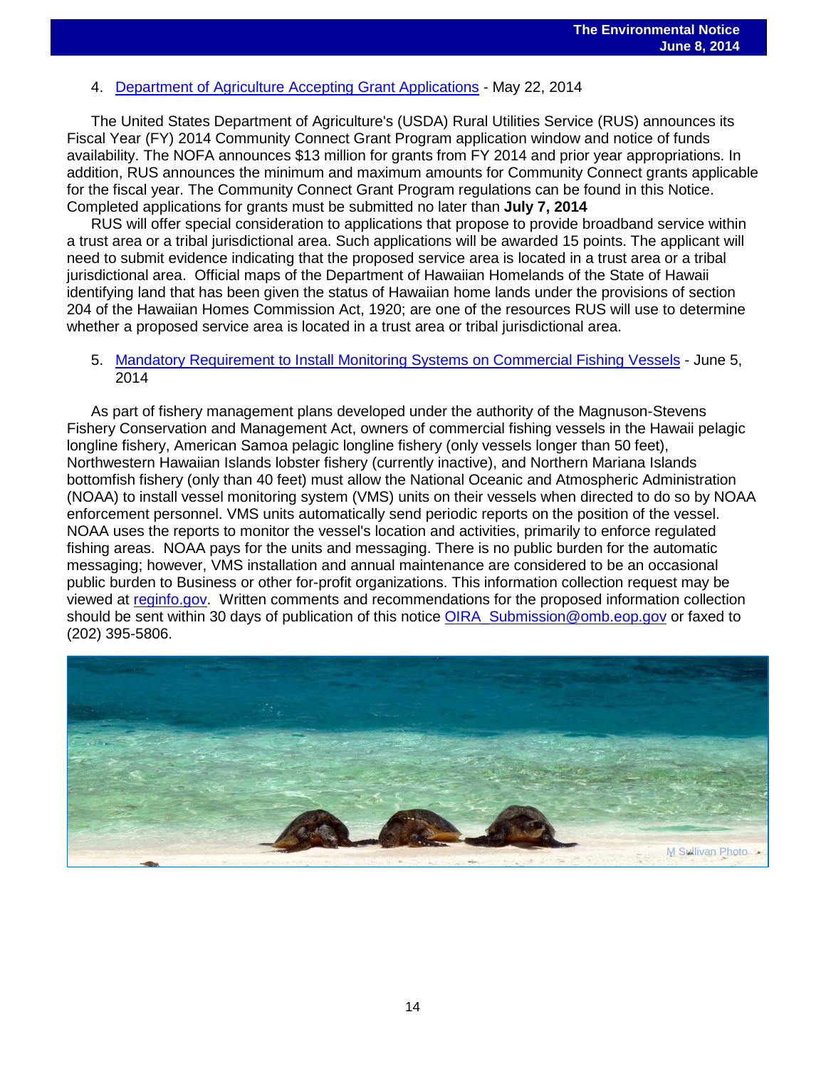4. [Department of Agriculture Accepting Grant Applications]() - May 22, 2014

The United States Department of Agriculture's (USDA) Rural Utilities Service (RUS) announces its Fiscal Year (FY) 2014 Community Connect Grant Program application window and notice of funds availability. The NOFA announces $13 million for grants from FY 2014 and prior year appropriations. In addition, RUS announces the minimum and maximum amounts for Community Connect grants applicable for the fiscal year. The Community Connect Grant Program regulations can be found in this Notice. Completed applications for grants must be submitted no later than **July 7, 2014**

RUS will offer special consideration to applications that propose to provide broadband service within a trust area or a tribal jurisdictional area. Such applications will be awarded 15 points. The applicant will need to submit evidence indicating that the proposed service area is located in a trust area or a tribal jurisdictional area. Official maps of the Department of Hawaiian Homelands of the State of Hawaii identifying land that has been given the status of Hawaiian home lands under the provisions of section 204 of the Hawaiian Homes Commission Act, 1920; are one of the resources RUS will use to determine whether a proposed service area is located in a trust area or tribal jurisdictional area.

5. [Mandatory Requirement to Install Monitoring Systems on Commercial Fishing Vessels]() - June 5, 2014

As part of fishery management plans developed under the authority of the Magnuson-Stevens Fishery Conservation and Management Act, owners of commercial fishing vessels in the Hawaii pelagic longline fishery, American Samoa pelagic longline fishery (only vessels longer than 50 feet), Northwestern Hawaiian Islands lobster fishery (currently inactive), and Northern Mariana Islands bottomfish fishery (only than 40 feet) must allow the National Oceanic and Atmospheric Administration (NOAA) to install vessel monitoring system (VMS) units on their vessels when directed to do so by NOAA enforcement personnel. VMS units automatically send periodic reports on the position of the vessel. NOAA uses the reports to monitor the vessel's location and activities, primarily to enforce regulated fishing areas. NOAA pays for the units and messaging. There is no public burden for the automatic messaging; however, VMS installation and annual maintenance are considered to be an occasional public burden to Business or other for-profit organizations. This information collection request may be viewed at [reginfo.gov](). Written comments and recommendations for the proposed information collection should be sent within 30 days of publication of this notice [OIRA_Submission@omb.eop.gov]() or faxed to (202) 395-5806.

M Sullivan Photo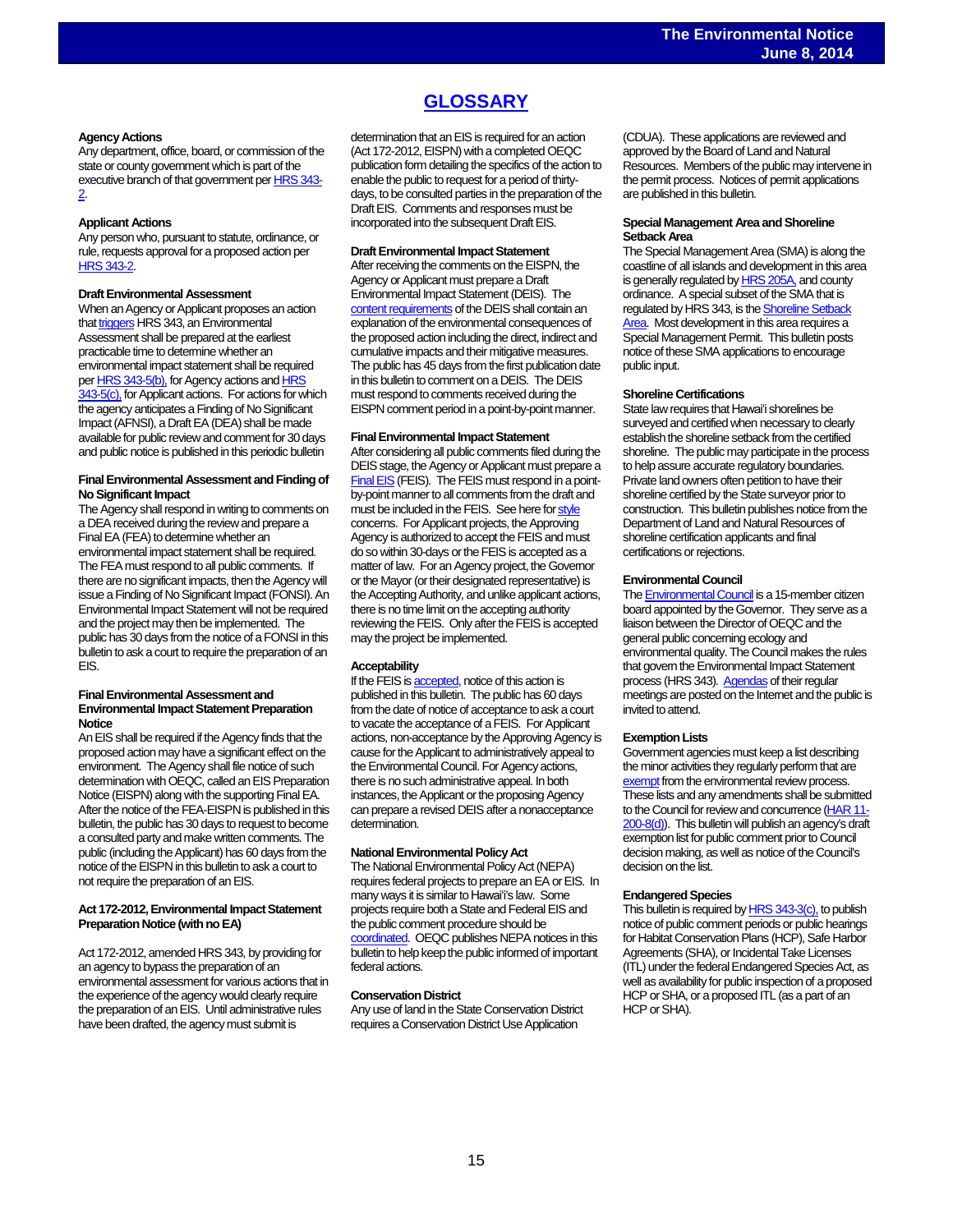# GLOSSARY

### Agency Actions

Any department, office, board, or commission of the state or county government which is part of the executive branch of that government per HRS 343-2.

### Applicant Actions

Any person who, pursuant to statute, ordinance, or rule, requests approval for a proposed action per HRS 343-2.

### Draft Environmental Assessment

When an Agency or Applicant proposes an action that triggers HRS 343, an Environmental Assessment shall be prepared at the earliest practicable time to determine whether an environmental impact statement shall be required per HRS 343-5(b), for Agency actions and HRS 343-5(c), for Applicant actions. For actions for which the agency anticipates a Finding of No Significant Impact (AFNSI), a Draft EA (DEA) shall be made available for public review and comment for 30 days and public notice is published in this periodic bulletin

### Final Environmental Assessment and Finding of No Significant Impact

The Agency shall respond in writing to comments on a DEA received during the review and prepare a Final EA (FEA) to determine whether an environmental impact statement shall be required. The FEA must respond to all public comments. If there are no significant impacts, then the Agency will issue a Finding of No Significant Impact (FONSI). An Environmental Impact Statement will not be required and the project may then be implemented. The public has 30 days from the notice of a FONSI in this bulletin to ask a court to require the preparation of an EIS.

### Final Environmental Assessment and Environmental Impact Statement Preparation Notice

An EIS shall be required if the Agency finds that the proposed action may have a significant effect on the environment. The Agency shall file notice of such determination with OEQC, called an EIS Preparation Notice (EISPN) along with the supporting Final EA. After the notice of the FEA-EISPN is published in this bulletin, the public has 30 days to request to become a consulted party and make written comments. The public (including the Applicant) has 60 days from the notice of the EISPN in this bulletin to ask a court to not require the preparation of an EIS.

### Act 172-2012, Environmental Impact Statement Preparation Notice (with no EA)

Act 172-2012, amended HRS 343, by providing for an agency to bypass the preparation of an environmental assessment for various actions that in the experience of the agency would clearly require the preparation of an EIS. Until administrative rules have been drafted, the agency must submit is determination that an EIS is required for an action (Act 172-2012, EISPN) with a completed OEQC publication form detailing the specifics of the action to enable the public to request for a period of thirty-days, to be consulted parties in the preparation of the Draft EIS. Comments and responses must be incorporated into the subsequent Draft EIS.

### Draft Environmental Impact Statement

After receiving the comments on the EISPN, the Agency or Applicant must prepare a Draft Environmental Impact Statement (DEIS). The content requirements of the DEIS shall contain an explanation of the environmental consequences of the proposed action including the direct, indirect and cumulative impacts and their mitigative measures. The public has 45 days from the first publication date in this bulletin to comment on a DEIS. The DEIS must respond to comments received during the EISPN comment period in a point-by-point manner.

### Final Environmental Impact Statement

After considering all public comments filed during the DEIS stage, the Agency or Applicant must prepare a Final EIS (FEIS). The FEIS must respond in a point-by-point manner to all comments from the draft and must be included in the FEIS. See here for style concerns. For Applicant projects, the Approving Agency is authorized to accept the FEIS and must do so within 30-days or the FEIS is accepted as a matter of law. For an Agency project, the Governor or the Mayor (or their designated representative) is the Accepting Authority, and unlike applicant actions, there is no time limit on the accepting authority reviewing the FEIS. Only after the FEIS is accepted may the project be implemented.

### Acceptability

If the FEIS is accepted, notice of this action is published in this bulletin. The public has 60 days from the date of notice of acceptance to ask a court to vacate the acceptance of a FEIS. For Applicant actions, non-acceptance by the Approving Agency is cause for the Applicant to administratively appeal to the Environmental Council. For Agency actions, there is no such administrative appeal. In both instances, the Applicant or the proposing Agency can prepare a revised DEIS after a nonacceptance determination.

### National Environmental Policy Act

The National Environmental Policy Act (NEPA) requires federal projects to prepare an EA or EIS. In many ways it is similar to Hawai'i's law. Some projects require both a State and Federal EIS and the public comment procedure should be coordinated. OEQC publishes NEPA notices in this bulletin to help keep the public informed of important federal actions.

### Conservation District

Any use of land in the State Conservation District requires a Conservation District Use Application (CDUA). These applications are reviewed and approved by the Board of Land and Natural Resources. Members of the public may intervene in the permit process. Notices of permit applications are published in this bulletin.

### Special Management Area and Shoreline Setback Area

The Special Management Area (SMA) is along the coastline of all islands and development in this area is generally regulated by HRS 205A, and county ordinance. A special subset of the SMA that is regulated by HRS 343, is the Shoreline Setback Area. Most development in this area requires a Special Management Permit. This bulletin posts notice of these SMA applications to encourage public input.

### Shoreline Certifications

State law requires that Hawai'i shorelines be surveyed and certified when necessary to clearly establish the shoreline setback from the certified shoreline. The public may participate in the process to help assure accurate regulatory boundaries. Private land owners often petition to have their shoreline certified by the State surveyor prior to construction. This bulletin publishes notice from the Department of Land and Natural Resources of shoreline certification applicants and final certifications or rejections.

### Environmental Council

The Environmental Council is a 15-member citizen board appointed by the Governor. They serve as a liaison between the Director of OEQC and the general public concerning ecology and environmental quality. The Council makes the rules that govern the Environmental Impact Statement process (HRS 343). Agendas of their regular meetings are posted on the Internet and the public is invited to attend.

### Exemption Lists

Government agencies must keep a list describing the minor activities they regularly perform that are exempt from the environmental review process. These lists and any amendments shall be submitted to the Council for review and concurrence (HAR 11-200-8(d)). This bulletin will publish an agency's draft exemption list for public comment prior to Council decision making, as well as notice of the Council's decision on the list.

### Endangered Species

This bulletin is required by HRS 343-3(c), to publish notice of public comment periods or public hearings for Habitat Conservation Plans (HCP), Safe Harbor Agreements (SHA), or Incidental Take Licenses (ITL) under the federal Endangered Species Act, as well as availability for public inspection of a proposed HCP or SHA, or a proposed ITL (as a part of an HCP or SHA).